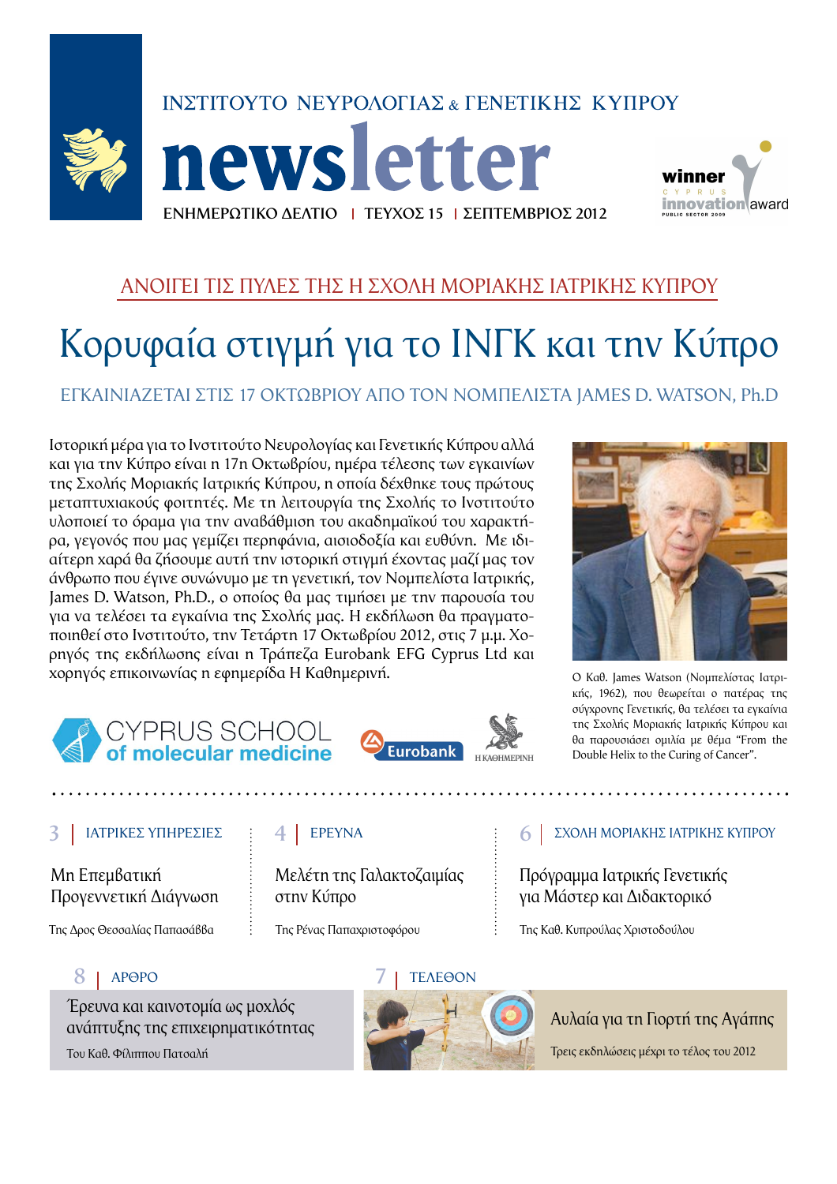ΙΝΣΤΙΤΟΥΤΟ ΝΕΥΡΟΛΟΓΙΑΣ & ΓΕΝΕΤΙΚΗΣ ΚΥΠΡΟΥ

# newsletter

ΕΝΗΜΕΡΩΤΙΚΟ ΔΕΛΤΙΟ | ΤΕΥΧΟΣ 15 | ΣΕΠΤΕΜΒΡΙΟΣ 2012

winner CYPRUS innovation award PUBLIC SECTOR 2009

ΑΝΟΙΓΕΙ ΤΙΣ ΠΥΛΕΣ ΤΗΣ Η ΣΧΟΛΗ ΜΟΡΙΑΚΗΣ ΙΑΤΡΙΚΗΣ ΚΥΠΡΟΥ

## Κορυφαία στιγμή για το ΙΝΓΚ και την Κύπρο

ΕΓΚΑΙΝΙΑΖΕΤΑΙ ΣΤΙΣ 17 ΟΚΤΩΒΡΙΟΥ ΑΠΟ ΤΟΝ ΝΟΜΠΕΛΙΣΤΑ JAMES D. WATSON, Ph.D

Ιστορική μέρα για το Ινστιτούτο Νευρολογίας και Γενετικής Κύπρου αλλά και για την Κύπρο είναι η 17η Οκτωβρίου, ημέρα τέλεσης των εγκαινίων της Σχολής Μοριακής Ιατρικής Κύπρου, η οποία δέχθηκε τους πρώτους μεταπτυχιακούς φοιτητές. Με τη λειτουργία της Σχολής το Ινστιτούτο υλοποιεί το όραμα για την αναβάθμιση του ακαδημαϊκού του χαρακτήρα, γεγονός που μας γεμίζει περηφάνια, αισιοδοξία και ευθύνη. Με ιδιαίτερη χαρά θα ζήσουμε αυτή την ιστορική στιγμή έχοντας μαζί μας τον άνθρωπο που έγινε συνώνυμο με τη γενετική, τον Νομπελίστα Ιατρικής, James D. Watson, Ph.D., ο οποίος θα μας τιμήσει με την παρουσία του για να τελέσει τα εγκαίνια της Σχολής μας. Η εκδήλωση θα πραγματοποιηθεί στο Ινστιτούτο, την Τετάρτη 17 Οκτωβρίου 2012, στις 7 μ.μ. Χορηγός της εκδήλωσης είναι η Τράπεζα Eurobank EFG Cyprus Ltd και χορηγός επικοινωνίας η εφημερίδα Η Καθημερινή.

CYPRUS SCHOOL of molecular medicine | Eurobank | Η ΚΑΘΗΜΕΡΙΝΗ

Ο Καθ. James Watson (Νομπελίστας Ιατρικής, 1962), που θεωρείται ο πατέρας της σύγχρονης Γενετικής, θα τελέσει τα εγκαίνια της Σχολής Μοριακής Ιατρικής Κύπρου και θα παρουσιάσει ομιλία με θέμα "From the Double Helix to the Curing of Cancer".

---

**3 | ΙΑΤΡΙΚΕΣ ΥΠΗΡΕΣΙΕΣ**

Μη Επεμβατική Προγεννετική Διάγνωση

Της Δρος Θεσσαλίας Παπασάββα

**4 | ΕΡΕΥΝΑ**

Μελέτη της Γαλακτοζαιμίας στην Κύπρο

Της Ρένας Παπαχριστοφόρου

**6 | ΣΧΟΛΗ ΜΟΡΙΑΚΗΣ ΙΑΤΡΙΚΗΣ ΚΥΠΡΟΥ**

Πρόγραμμα Ιατρικής Γενετικής για Μάστερ και Διδακτορικό

Της Καθ. Κυπρούλας Χριστοδούλου

**8 | ΑΡΘΡΟ**

Έρευνα και καινοτομία ως μοχλός ανάπτυξης της επιχειρηματικότητας

Του Καθ. Φίλιππου Πατσαλή

**7 | ΤΕΛΕΘΟΝ**

Αυλαία για τη Γιορτή της Αγάπης

Τρεις εκδηλώσεις μέχρι το τέλος του 2012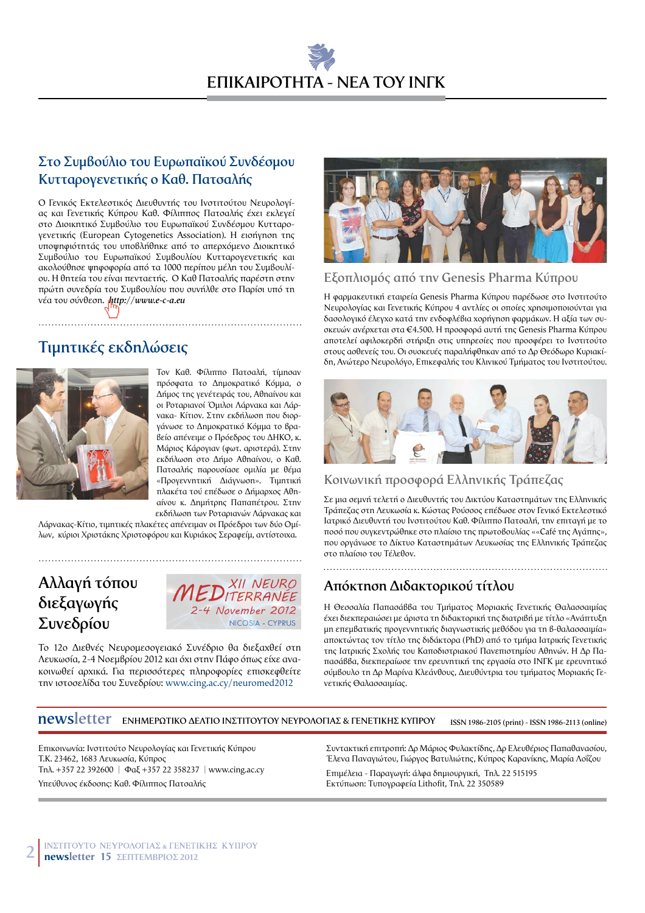# ΕΠΙΚΑΙΡΟΤΗΤΑ - ΝΕΑ ΤΟΥ ΙΝΓΚ

## Στο Συμβούλιο του Ευρωπαϊκού Συνδέσμου Κυτταρογενετικής ο Καθ. Πατσαλής

Ο Γενικός Εκτελεστικός Διευθυντής του Ινστιτούτου Νευρολογίας και Γενετικής Κύπρου Καθ. Φίλιππος Πατσαλής έχει εκλεγεί στο Διοικητικό Συμβούλιο του Ευρωπαϊκού Συνδέσμου Κυτταρογενετικής (European Cytogenetics Association). Η εισήγηση της υποψηφιότητάς του υποβλήθηκε από το απερχόμενο Διοικητικό Συμβούλιο του Ευρωπαϊκού Συμβουλίου Κυτταρογενετικής και ακολούθησε ψηφοφορία από τα 1000 περίπου μέλη του Συμβουλίου. Η θητεία του είναι πενταετής. Ο Καθ Πατσαλής παρέστη στην πρώτη συνεδρία του Συμβουλίου που συνήλθε στο Παρίσι υπό τη νέα του σύνθεση. *http://www.e-c-a.eu*

## Τιμητικές εκδηλώσεις

Τον Καθ. Φίλιππο Πατσαλή, τίμησαν πρόσφατα το Δημοκρατικό Κόμμα, ο Δήμος της γενέτειράς του, Αθηαίνου και οι Ροταριανοί Όμιλοι Λάρνακα και Λάρνακα- Κίτιον. Στην εκδήλωση που διοργάνωσε το Δημοκρατικό Κόμμα το βραβείο απένειμε ο Πρόεδρος του ΔΗΚΟ, κ. Μάριος Κάρογιαν (φωτ. αριστερά). Στην εκδήλωση στο Δήμο Αθηαίνου, ο Καθ. Πατσαλής παρουσίασε ομιλία με θέμα «Προγεννητική Διάγνωση». Τιμητική πλακέτα τού επέδωσε ο Δήμαρχος Αθηαίνου κ. Δημήτρης Παπαπέτρου. Στην εκδήλωση των Ροταριανών Λάρνακας και Λάρνακας-Κίτιο, τιμητικές πλακέτες απένειμαν οι Πρόεδροι των δύο Ομίλων, κύριοι Χριστάκης Χριστοφόρου και Κυριάκος Σεραφείμ, αντίστοιχα.

## Αλλαγή τόπου διεξαγωγής Συνεδρίου

XII NEURO MEDITERRANEE
2-4 November 2012
NICOSIA - CYPRUS

Το 12ο Διεθνές Νευρομεσογειακό Συνέδριο θα διεξαχθεί στη Λευκωσία, 2-4 Νοεμβρίου 2012 και όχι στην Πάφο όπως είχε ανακοινωθεί αρχικά. Για περισσότερες πληροφορίες επισκεφθείτε την ιστοσελίδα του Συνεδρίου: www.cing.ac.cy/neuromed2012

## Εξοπλισμός από την Genesis Pharma Κύπρου

Η φαρμακευτική εταιρεία Genesis Pharma Κύπρου παρέδωσε στο Ινστιτούτο Νευρολογίας και Γενετικής Κύπρου 4 αντλίες οι οποίες χρησιμοποιούνται για δασολογικό έλεγχο κατά την ενδοφλέβια χορήγηση φαρμάκων. Η αξία των συσκευών ανέρχεται στα €4.500. Η προσφορά αυτή της Genesis Pharma Κύπρου αποτελεί αφιλοκερδή στήριξη στις υπηρεσίες που προσφέρει το Ινστιτούτο στους ασθενείς του. Οι συσκευές παραλήφθηκαν από το Δρ Θεόδωρο Κυριακίδη, Ανώτερο Νευρολόγο, Επικεφαλής του Κλινικού Τμήματος του Ινστιτούτου.

## Κοινωνική προσφορά Ελληνικής Τράπεζας

Σε μια σεμνή τελετή ο Διευθυντής του Δικτύου Καταστημάτων της Ελληνικής Τράπεζας στη Λευκωσία κ. Κώστας Ρούσσος επέδωσε στον Γενικό Εκτελεστικό Ιατρικό Διευθυντή του Ινστιτούτου Καθ. Φίλιππο Πατσαλή, την επιταγή με το ποσό που συγκεντρώθηκε στο πλαίσιο της πρωτοβουλίας ««Café της Αγάπης», που οργάνωσε το Δίκτυο Καταστημάτων Λευκωσίας της Ελληνικής Τράπεζας στο πλαίσιο του Τέλεθον.

## Απόκτηση Διδακτορικού τίτλου

Η Θεσσαλία Παπασάββα του Τμήματος Μοριακής Γενετικής Θαλασσαιμίας έχει διεκπεραιώσει με άριστα τη διδακτορική της διατριβή με τίτλο «Ανάπτυξη μη επεμβατικής προγεννητικής διαγνωστικής μεθόδου για τη β-θαλασσαιμία» αποκτώντας τον τίτλο της διδάκτορα (PhD) από το τμήμα Ιατρικής Γενετικής της Ιατρικής Σχολής του Καποδιστριακού Πανεπιστημίου Αθηνών. Η Δρ Παπασάββα, διεκπεραίωσε την ερευνητική της εργασία στο ΙΝΓΚ με ερευνητικό σύμβουλο τη Δρ Μαρίνα Κλεάνθους, Διευθύντρια του τμήματος Μοριακής Γενετικής Θαλασσαιμίας.

---

**newsletter** ΕΝΗΜΕΡΩΤΙΚΟ ΔΕΛΤΙΟ ΙΝΣΤΙΤΟΥΤΟΥ ΝΕΥΡΟΛΟΓΙΑΣ & ΓΕΝΕΤΙΚΗΣ ΚΥΠΡΟΥ — ISSN 1986-2105 (print) - ISSN 1986-2113 (online)

Επικοινωνία: Ινστιτούτο Νευρολογίας και Γενετικής Κύπρου
Τ.Κ. 23462, 1683 Λευκωσία, Κύπρος
Τηλ. +357 22 392600 | Φαξ +357 22 358237 | www.cing.ac.cy
Υπεύθυνος έκδοσης: Καθ. Φίλιππος Πατσαλής

Συντακτική επιτροπή: Δρ Μάριος Φυλακτίδης, Δρ Ελευθέριος Παπαθανασίου, Έλενα Παναγιώτου, Γιώργος Βατυλιώτης, Κύπρος Καραβίνης, Μαρία Λοΐζου
Επιμέλεια - Παραγωγή: άλφα δημιουργική, Τηλ. 22 515195
Εκτύπωση: Τυπογραφεία Lithofit, Τηλ. 22 350589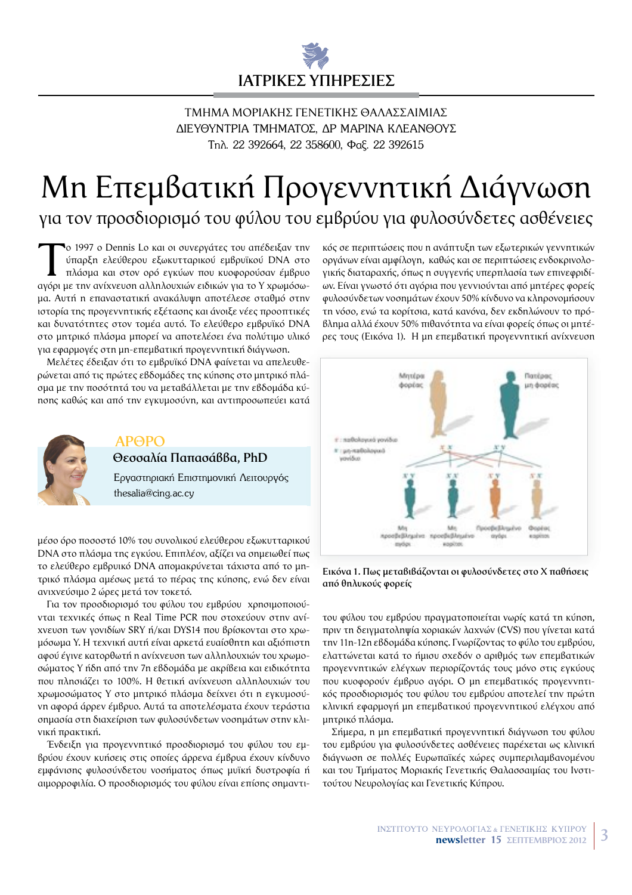# ΙΑΤΡΙΚΕΣ ΥΠΗΡΕΣΙΕΣ

ΤΜΗΜΑ ΜΟΡΙΑΚΗΣ ΓΕΝΕΤΙΚΗΣ ΘΑΛΑΣΣΑΙΜΙΑΣ
ΔΙΕΥΘΥΝΤΡΙΑ ΤΜΗΜΑΤΟΣ, ΔΡ ΜΑΡΙΝΑ ΚΛΕΑΝΘΟΥΣ
Τηλ. 22 392664, 22 358600, Φαξ. 22 392615

# Μη Επεμβατική Προγεννητική Διάγνωση

## για τον προσδιορισμό του φύλου του εμβρύου για φυλοσύνδετες ασθένειες

**ΑΡΘΡΟ**
**Θεσσαλία Παπασάββα, PhD**
Εργαστηριακή Επιστημονική Λειτουργός
thesalia@cing.ac.cy

Το 1997 ο Dennis Lo και οι συνεργάτες του απέδειξαν την ύπαρξη ελεύθερου εξωκυτταρικού εμβρυϊκού DNA στο πλάσμα και στον ορό εγκύων που κυοφορούσαν έμβρυο αγόρι με την ανίχνευση αλληλουχιών ειδικών για το Υ χρωμόσωμα. Αυτή η επαναστατική ανακάλυψη αποτέλεσε σταθμό στην ιστορία της προγεννητικής εξέτασης και άνοιξε νέες προοπτικές και δυνατότητες στον τομέα αυτό. Το ελεύθερο εμβρυϊκό DNA στο μητρικό πλάσμα μπορεί να αποτελέσει ένα πολύτιμο υλικό για εφαρμογές στη μη-επεμβατική προγεννητική διάγνωση.

Μελέτες έδειξαν ότι το εμβρυϊκό DNA φαίνεται να απελευθερώνεται από τις πρώτες εβδομάδες της κύησης στο μητρικό πλάσμα με την ποσότητά του να μεταβάλλεται με την εβδομάδα κύησης καθώς και από την εγκυμοσύνη, και αντιπροσωπεύει κατά μέσο όρο ποσοστό 10% του συνολικού ελεύθερου εξωκυτταρικού DNA στο πλάσμα της εγκύου. Επιπλέον, αξίζει να σημειωθεί πως το ελεύθερο εμβρυικό DNA απομακρύνεται τάχιστα από το μητρικό πλάσμα αμέσως μετά το πέρας της κύησης, ενώ δεν είναι ανιχνεύσιμο 2 ώρες μετά τον τοκετό.

Για τον προσδιορισμό του φύλου του εμβρύου χρησιμοποιούνται τεχνικές όπως η Real Time PCR που στοχεύουν στην ανίχνευση των γονιδίων SRY ή/και DYS14 που βρίσκονται στο χρωμόσωμα Y. Η τεχνική αυτή είναι αρκετά ευαίσθητη και αξιόπιστη αφού έγινε κατορθωτή η ανίχνευση των αλληλουχιών του χρωμοσώματος Y ήδη από την 7η εβδομάδα με ακρίβεια και ειδικότητα που πλησιάζει το 100%. Η θετική ανίχνευση αλληλουχιών του χρωμοσώματος Y στο μητρικό πλάσμα δείχνει ότι η εγκυμοσύνη αφορά άρρεν έμβρυο. Αυτά τα αποτελέσματα έχουν τεράστια σημασία στη διαχείριση των φυλοσύνδετων νοσημάτων στην κλινική πρακτική.

Ένδειξη για προγεννητικό προσδιορισμό του φύλου του εμβρύου έχουν κυήσεις στις οποίες άρρενα έμβρυα έχουν κίνδυνο εμφάνισης φυλοσύνδετου νοσήματος όπως μυϊκή δυστροφία ή αιμορροφιλία. Ο προσδιορισμός του φύλου είναι επίσης σημαντικός σε περιπτώσεις που η ανάπτυξη των εξωτερικών γεννητικών οργάνων είναι αμφίλογη, καθώς και σε περιπτώσεις ενδοκρινολογικής διαταραχής, όπως η συγγενής υπερπλασία των επινεφριδίων. Είναι γνωστό ότι αγόρια που γεννιούνται από μητέρες φορείς φυλοσύνδετων νοσημάτων έχουν 50% κίνδυνο να κληρονομήσουν τη νόσο, ενώ τα κορίτσια, κατά κανόνα, δεν εκδηλώνουν το πρόβλημα αλλά έχουν 50% πιθανότητα να είναι φορείς όπως οι μητέρες τους (Εικόνα 1). Η μη επεμβατική προγεννητική ανίχνευση του φύλου του εμβρύου πραγματοποιείται νωρίς κατά τη κύηση, πριν τη δειγματοληψία χοριακών λαχνών (CVS) που γίνεται κατά την 11η-12η εβδομάδα κύησης. Γνωρίζοντας το φύλο του εμβρύου, ελαττώνεται κατά το ήμισυ σχεδόν ο αριθμός των επεμβατικών προγεννητικών ελέγχων περιορίζοντάς τους μόνο στις εγκύους που κυοφορούν έμβρυο αγόρι. Ο μη επεμβατικός προγεννητικός προσδιορισμός του φύλου του εμβρύου αποτελεί την πρώτη κλινική εφαρμογή μη επεμβατικού προγεννητικού ελέγχου από μητρικό πλάσμα.

Σήμερα, η μη επεμβατική προγεννητική διάγνωση του φύλου του εμβρύου για φυλοσύνδετες ασθένειες παρέχεται ως κλινική διάγνωση σε πολλές Ευρωπαϊκές χώρες συμπεριλαμβανομένου και του Τμήματος Μοριακής Γενετικής Θαλασσαιμίας του Ινστιτούτου Νευρολογίας και Γενετικής Κύπρου.

**Εικόνα 1. Πως μεταβιβάζονται οι φυλοσύνδετες στο Χ παθήσεις από θηλυκούς φορείς**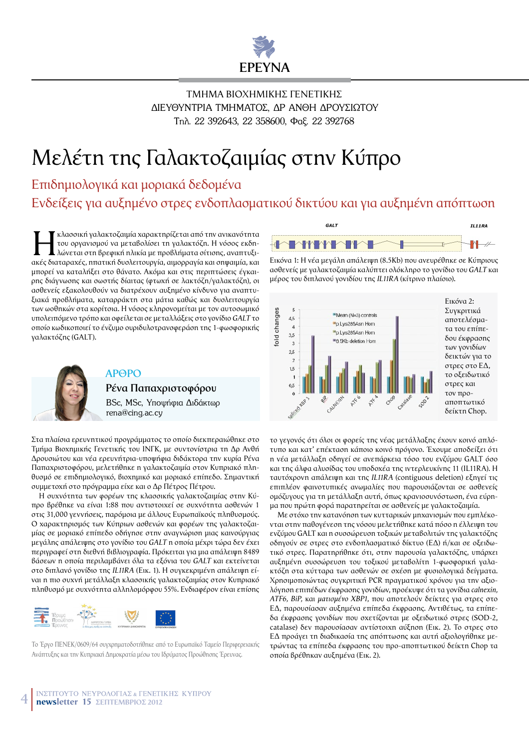# ΕΡΕΥΝΑ

ΤΜΗΜΑ ΒΙΟΧΗΜΙΚΗΣ ΓΕΝΕΤΙΚΗΣ
ΔΙΕΥΘΥΝΤΡΙΑ ΤΜΗΜΑΤΟΣ, ΔΡ ΑΝΘΗ ΔΡΟΥΣΙΩΤΟΥ
Τηλ. 22 392643, 22 358600, Φαξ. 22 392768

# Μελέτη της Γαλακτοζαιμίας στην Κύπρο

## Επιδημιολογικά και μοριακά δεδομένα
## Ενδείξεις για αυξημένο στρες ενδοπλασματικού δικτύου και για αυξημένη απόπτωση

Η κλασσική γαλακτοζαιμία χαρακτηρίζεται από την ανικανότητα του οργανισμού να μεταβολίσει τη γαλακτόζη. Η νόσος εκδηλώνεται στη βρεφική ηλικία με προβλήματα σίτισης, αναπτυξιακές διαταραχές, ηπατική δυσλειτουργία, αιμορραγία και σηψαιμία, και μπορεί να καταλήξει στο θάνατο. Ακόμα και στις περιπτώσεις έγκαιρης διάγνωσης και σωστής δίαιτας (φτωχή σε λακτόζη/γαλακτόζη), οι ασθενείς εξακολουθούν να διατρέχουν αυξημένο κίνδυνο για αναπτυξιακά προβλήματα, καταρράκτη στα μάτια καθώς και δυσλειτουργία των ωοθηκών στα κορίτσια. Η νόσος κληρονομείται με τον αυτοσωμικό υπολειπόμενο τρόπο και οφείλεται σε μεταλλάξεις στο γονίδιο *GALT* το οποίο κωδικοποιεί το ένζυμο ουριδυλοτρανσφεράση της 1-φωσφορικής γαλακτόζης (GALT).

**ΑΡΘΡΟ**
**Ρένα Παπαχριστοφόρου**
BSc, MSc, Υποψήφια Διδάκτωρ
rena@cing.ac.cy

Στα πλαίσια ερευνητικού προγράμματος το οποίο διεκπεραιώθηκε στο Τμήμα Βιοχημικής Γενετικής του ΙΝΓΚ, με συντονίστρια τη Δρ Ανθή Δρουσιώτου και νέα ερευνήτρια-υποψήφια διδάκτορα την κυρία Ρένα Παπαχριστοφόρου, μελετήθηκε η γαλακτοζαιμία στον Κυπριακό πληθυσμό σε επιδημιολογικό, βιοχημικό και μοριακό επίπεδο. Σημαντική συμμετοχή στο πρόγραμμα είχε και ο Δρ Πέτρος Πέτρου.

Η συχνότητα των φορέων της κλασσικής γαλακτοζαιμίας στην Κύπρο βρέθηκε να είναι 1:88 που αντιστοιχεί σε συχνότητα ασθενών 1 στις 31,000 γεννήσεις, παρόμοια με άλλους Ευρωπαϊκούς πληθυσμούς. Ο χαρακτηρισμός των Κύπριων ασθενών και φορέων της γαλακτοζαιμίας σε μοριακό επίπεδο οδήγησε στην αναγνώριση μιας καινούργιας μεγάλης απάλειψης στο γονίδιο του *GALT* η οποία μέχρι τώρα δεν έχει περιγραφεί στη διεθνή βιβλιογραφία. Πρόκειται για μια απάλειψη 8489 βάσεων η οποία περιλαμβάνει όλα τα εξόνια του *GALT* και εκτείνεται στο διπλανό γονίδιο της *IL11RA* (Εικ. 1). Η συγκεκριμένη απάλειψη είναι η πιο συχνή μετάλλαξη κλασσικής γαλακτοζαιμίας στον Κυπριακό πληθυσμό με συχνότητα αλληλομόρφου 55%. Ενδιαφέρον είναι επίσης το γεγονός ότι όλοι οι φορείς της νέας μετάλλαξης έχουν κοινό απλότυπο και κατ' επέκταση κάποιο κοινό πρόγονο. Έχουμε αποδείξει ότι η νέα μετάλλαξη οδηγεί σε ανεπάρκεια τόσο του ενζύμου GALT όσο και της άλφα αλυσίδας του υποδοχέα της ιντερλευκίνης 11 (IL11RA). Η ταυτόχρονη απάλειψη και της *IL11RA* (contiguous deletion) εξηγεί τις επιπλέον φαινοτυπικές ανωμαλίες που παρουσιάζονται σε ασθενείς ομόζυγους για τη μετάλλαξη αυτή, όπως κρανιοσυνόστωση, ένα εύρημα που πρώτη φορά παρατηρείται σε ασθενείς με γαλακτοζαιμία.

Εικόνα 1: Η νέα μεγάλη απάλειψη (8.5Kb) που ανευρέθηκε σε Κύπριους ασθενείς με γαλακτοζαιμία καλύπτει ολόκληρο το γονίδιο του *GALT* και μέρος του διπλανού γονιδίου της *IL11RA* (κίτρινο πλαίσιο).

Εικόνα 2: Συγκριτικά αποτελέσματα του επιπέδου έκφρασης των γονιδίων δεικτών για το στρες στο ΕΔ, το οξειδωτικό στρες και τον προ-αποπτωτικό δείκτη Chop.

Με στόχο την κατανόηση των κυτταρικών μηχανισμών που εμπλέκονται στην παθογένεση της νόσου μελετήθηκε κατά πόσο η έλλειψη του ενζύμου GALT και η συσσώρευση τοξικών μεταβολιτών της γαλακτόζης οδηγούν σε στρες στο ενδοπλασματικό δίκτυο (ΕΔ) ή/και σε οξειδωτικό στρες. Παρατηρήθηκε ότι, στην παρουσία γαλακτόζης, υπάρχει αυξημένη συσσώρευση του τοξικού μεταβολίτη 1-φωσφορική γαλακτόζη στα κύτταρα των ασθενών σε σχέση με φυσιολογικά δείγματα. Χρησιμοποιώντας συγκριτική PCR πραγματικού χρόνου για την αξιολόγηση επιπέδων έκφρασης γονιδίων, προέκυψε ότι τα γονίδια *calnexin*, *ATF6*, *BiP*, και *ματισμένο XBP1*, που αποτελούν δείκτες για στρες στο ΕΔ, παρουσίασαν αυξημένα επίπεδα έκφρασης. Αντιθέτως, τα επίπεδα έκφρασης γονιδίων που σχετίζονται με οξειδωτικό στρες (SOD-2, catalase) δεν παρουσίασαν αντίστοιχη αύξηση (Εικ. 2). Το στρες στο ΕΔ προάγει τη διαδικασία της απόπτωσης και αυτή αξιολογήθηκε μετρώντας τα επίπεδα έκφρασης του προ-αποπτωτικού δείκτη Chop τα οποία βρέθηκαν αυξημένα (Εικ. 2).

Το Έργο ΠΕΝΕΚ/0609/64 συγχρηματοδοτήθηκε από το Ευρωπαϊκό Ταμείο Περιφερειακής Ανάπτυξης και την Κυπριακή Δημοκρατία μέσω του Ιδρύματος Προώθησης Έρευνας.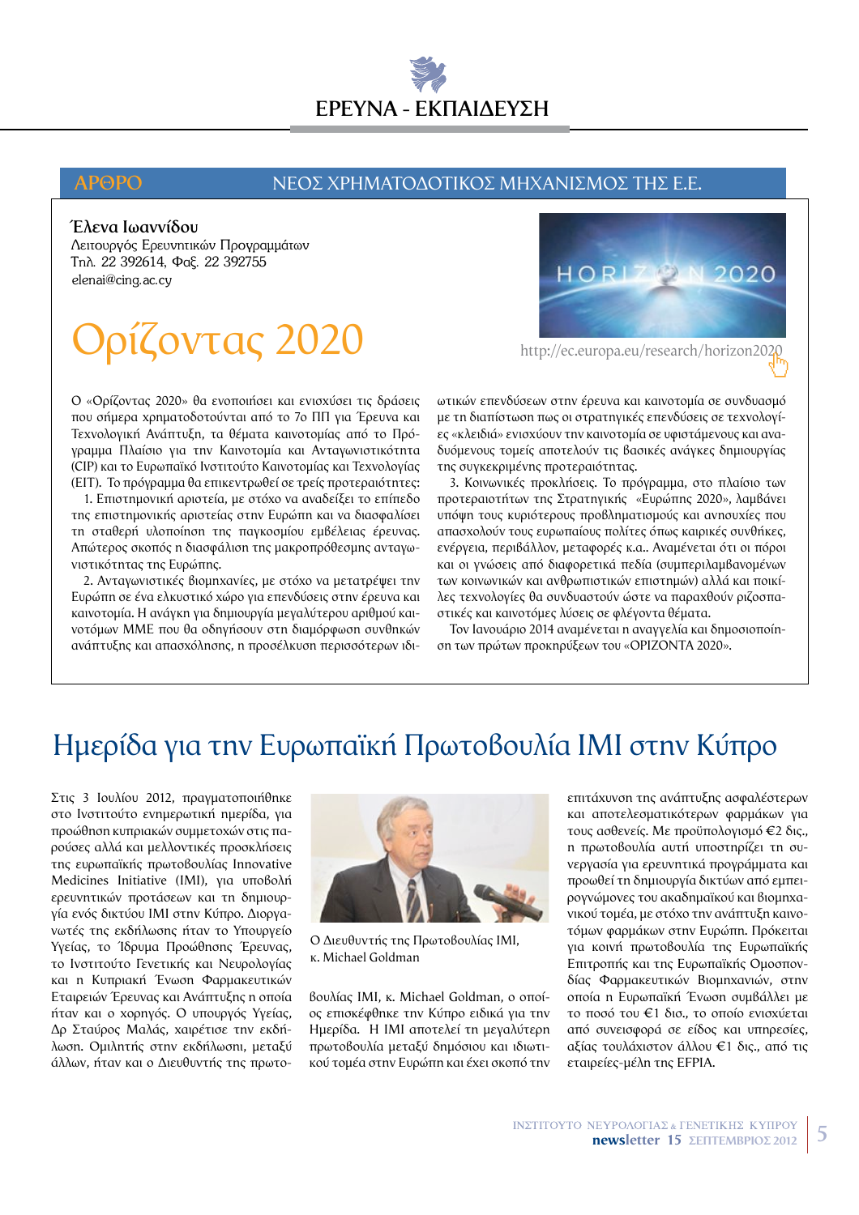# ΕΡΕΥΝΑ - ΕΚΠΑΙΔΕΥΣΗ

**ΑΡΘΡΟ** — ΝΕΟΣ ΧΡΗΜΑΤΟΔΟΤΙΚΟΣ ΜΗΧΑΝΙΣΜΟΣ ΤΗΣ Ε.Ε.

**Έλενα Ιωαννίδου**
Λειτουργός Ερευνητικών Προγραμμάτων
Τηλ. 22 392614, Φαξ. 22 392755
elenai@cing.ac.cy

## Ορίζοντας 2020

http://ec.europa.eu/research/horizon2020

Ο «Ορίζοντας 2020» θα ενοποιήσει και ενισχύσει τις δράσεις που σήμερα χρηματοδοτούνται από το 7ο ΠΠ για Έρευνα και Τεχνολογική Ανάπτυξη, τα θέματα καινοτομίας από το Πρόγραμμα Πλαίσιο για την Καινοτομία και Ανταγωνιστικότητα (CIP) και το Ευρωπαϊκό Ινστιτούτο Καινοτομίας και Τεχνολογίας (ΕΙΤ). Το πρόγραμμα θα επικεντρωθεί σε τρείς προτεραιότητες:

1. Επιστημονική αριστεία, με στόχο να αναδείξει το επίπεδο της επιστημονικής αριστείας στην Ευρώπη και να διασφαλίσει τη σταθερή υλοποίηση της παγκοσμίου εμβέλειας έρευνας. Απώτερος σκοπός η διασφάλιση της μακροπρόθεσμης ανταγωνιστικότητας της Ευρώπης.

2. Ανταγωνιστικές βιομηχανίες, με στόχο να μετατρέψει την Ευρώπη σε ένα ελκυστικό χώρο για επενδύσεις στην έρευνα και καινοτομία. Η ανάγκη για δημιουργία μεγαλύτερου αριθμού καινοτόμων ΜΜΕ που θα οδηγήσουν στη διαμόρφωση συνθηκών ανάπτυξης και απασχόλησης, η προσέλκυση περισσότερων ιδιωτικών επενδύσεων στην έρευνα και καινοτομία σε συνδυασμό με τη διαπίστωση πως οι στρατηγικές επενδύσεις σε τεχνολογίες «κλειδιά» ενισχύουν την καινοτομία σε υφιστάμενους και αναδυόμενους τομείς αποτελούν τις βασικές ανάγκες δημιουργίας της συγκεκριμένης προτεραιότητας.

3. Κοινωνικές προκλήσεις. Το πρόγραμμα, στο πλαίσιο των προτεραιοτήτων της Στρατηγικής «Ευρώπης 2020», λαμβάνει υπόψη τους κυριότερους προβληματισμούς και ανησυχίες που απασχολούν τους ευρωπαίους πολίτες όπως καιρικές συνθήκες, ενέργεια, περιβάλλον, μεταφορές κ.α.. Αναμένεται ότι οι πόροι και οι γνώσεις από διαφορετικά πεδία (συμπεριλαμβανομένων των κοινωνικών και ανθρωπιστικών επιστημών) αλλά και ποικίλες τεχνολογίες θα συνδυαστούν ώστε να παραχθούν ριζοσπαστικές και καινοτόμες λύσεις σε φλέγοντα θέματα.

Τον Ιανουάριο 2014 αναμένεται η αναγγελία και δημοσιοποίηση των πρώτων προκηρύξεων του «ΟΡΙΖΟΝΤΑ 2020».

## Ημερίδα για την Ευρωπαϊκή Πρωτοβουλία ΙΜΙ στην Κύπρο

Στις 3 Ιουλίου 2012, πραγματοποιήθηκε στο Ινστιτούτο ενημερωτική ημερίδα, για προώθηση κυπριακών συμμετοχών στις παρούσες αλλά και μελλοντικές προσκλήσεις της ευρωπαϊκής πρωτοβουλίας Innovative Medicines Initiative (IMI), για υποβολή ερευνητικών προτάσεων και τη δημιουργία ενός δικτύου ΙΜΙ στην Κύπρο. Διοργανωτές της εκδήλωσης ήταν το Υπουργείο Υγείας, το Ίδρυμα Προώθησης Έρευνας, το Ινστιτούτο Γενετικής και Νευρολογίας και η Κυπριακή Ένωση Φαρμακευτικών Εταιρειών Έρευνας και Ανάπτυξης η οποία ήταν και ο χορηγός. Ο υπουργός Υγείας, Δρ Σταύρος Μαλάς, χαιρέτισε την εκδήλωση. Ομιλητής στην εκδήλωση, μεταξύ άλλων, ήταν και ο Διευθυντής της πρωτοβουλίας ΙΜΙ, κ. Michael Goldman, ο οποίος επισκέφθηκε την Κύπρο ειδικά για την Ημερίδα. Η ΙΜΙ αποτελεί τη μεγαλύτερη πρωτοβουλία μεταξύ δημόσιου και ιδιωτικού τομέα στην Ευρώπη και έχει σκοπό την επιτάχυνση της ανάπτυξης ασφαλέστερων και αποτελεσματικότερων φαρμάκων για τους ασθενείς. Με προϋπολογισμό €2 δις., η πρωτοβουλία αυτή υποστηρίζει τη συνεργασία για ερευνητικά προγράμματα και προωθεί τη δημιουργία δικτύων από εμπειρογνώμονες του ακαδημαϊκού και βιομηχανικού τομέα, με στόχο την ανάπτυξη καινοτόμων φαρμάκων στην Ευρώπη. Πρόκειται για κοινή πρωτοβουλία της Ευρωπαϊκής Επιτροπής και της Ευρωπαϊκής Ομοσπονδίας Φαρμακευτικών Βιομηχανιών, στην οποία η Ευρωπαϊκή Ένωση συμβάλλει με το ποσό του €1 δισ., το οποίο ενισχύεται από συνεισφορά σε είδος και υπηρεσίες, αξίας τουλάχιστον άλλου €1 δις., από τις εταιρείες-μέλη της EFPIA.

Ο Διευθυντής της Πρωτοβουλίας ΙΜΙ, κ. Michael Goldman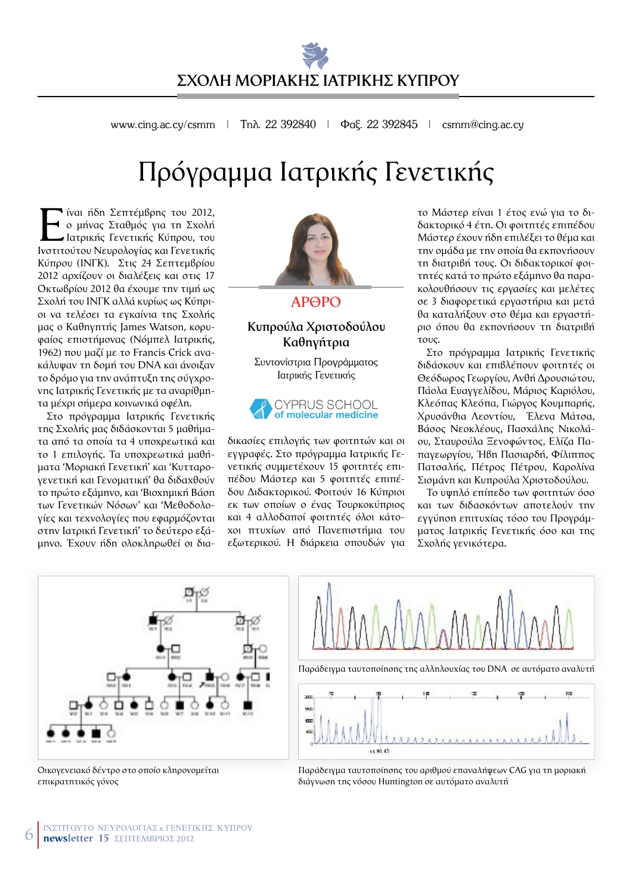# ΣΧΟΛΗ ΜΟΡΙΑΚΗΣ ΙΑΤΡΙΚΗΣ ΚΥΠΡΟΥ

www.cing.ac.cy/csmm | Τηλ. 22 392840 | Φαξ. 22 392845 | csmm@cing.ac.cy

# Πρόγραμμα Ιατρικής Γενετικής

**ΑΡΘΡΟ**

**Κυπρούλα Χριστοδούλου**
**Καθηγήτρια**

Συντονίστρια Προγράμματος Ιατρικής Γενετικής

Είναι ήδη Σεπτέμβρης του 2012, ο μήνας σταθμός για τη Σχολή Ιατρικής Γενετικής Κύπρου, του Ινστιτούτου Νευρολογίας και Γενετικής Κύπρου (ΙΝΓΚ). Στις 24 Σεπτεμβρίου 2012 αρχίζουν οι διαλέξεις και στις 17 Οκτωβρίου 2012 θα έχουμε την τιμή ως Σχολή του ΙΝΓΚ αλλά κυρίως ως Κύπριοι να τελέσει τα εγκαίνια της Σχολής μας ο Καθηγητής James Watson, κορυφαίος επιστήμονας (Νόμπελ Ιατρικής, 1962) που μαζί με το Francis Crick ανακάλυψαν τη δομή του DNA και άνοιξαν το δρόμο για την ανάπτυξη της σύγχρονης Ιατρικής Γενετικής με τα αναρίθμητα μέχρι σήμερα κοινωνικά οφέλη.

Στο πρόγραμμα Ιατρικής Γενετικής της Σχολής μας διδάσκονται 5 μαθήματα από τα οποία τα 4 υποχρεωτικά και το 1 επιλογής. Τα υποχρεωτικά μαθήματα 'Μοριακή Γενετική' και 'Κυτταρογενετική και Γενοματική' θα διδαχθούν το πρώτο εξάμηνο, και 'Βιοχημική Βάση των Γενετικών Νόσων' και 'Μεθοδολογίες και τεχνολογίες που εφαρμόζονται στην Ιατρική Γενετική' το δεύτερο εξάμηνο. Έχουν ήδη ολοκληρωθεί οι διαδικασίες επιλογής των φοιτητών και οι εγγραφές. Στο πρόγραμμα Ιατρικής Γενετικής συμμετέχουν 15 φοιτητές επιπέδου Μάστερ και 5 φοιτητές επιπέδου Διδακτορικού. Φοιτούν 16 Κύπριοι εκ των οποίων ο ένας Τουρκοκύπριος και 4 αλλοδαποί φοιτητές όλοι κάτοχοι πτυχίων από Πανεπιστήμια του εξωτερικού. Η διάρκεια σπουδών για το Μάστερ είναι 1 έτος ενώ για το διδακτορικό 4 έτη. Οι φοιτητές επιπέδου Μάστερ έχουν ήδη επιλέξει το θέμα και την ομάδα με την οποία θα εκπονήσουν τη διατριβή τους. Οι διδακτορικοί φοιτητές κατά το πρώτο εξάμηνο θα παρακολουθήσουν τις εργασίες και μελέτες σε 3 διαφορετικά εργαστήρια και μετά θα καταλήξουν στο θέμα και εργαστήριο όπου θα εκπονήσουν τη διατριβή τους.

Στο πρόγραμμα Ιατρικής Γενετικής διδάσκουν και επιβλέπουν φοιτητές οι Θεόδωρος Γεωργίου, Ανθή Δρουσιώτου, Πάολα Ευαγγελίδου, Μάριος Καριόλου, Κλεόπας Κλεόπα, Γιώργος Κουμπαρής, Χρυσάνθια Λεοντίου, Έλενα Μάτσα, Βάσος Νεοκλέους, Πασχάλης Νικολάου, Σταυρούλα Ξενοφώντος, Ελίζα Παπαγεωργίου, Ήβη Πασιαρδή, Φίλιππος Πατσαλής, Πέτρος Πέτρου, Καρολίνα Σισμάνη και Κυπρούλα Χριστοδούλου.

Το υψηλό επίπεδο των φοιτητών όσο και των διδασκόντων αποτελούν την εγγύηση επιτυχίας τόσο του Προγράμματος Ιατρικής Γενετικής όσο και της Σχολής γενικότερα.

Οικογενειακό δέντρο στο οποίο κληρονομείται επικρατητικός γόνος

Παράδειγμα ταυτοποίησης της αλληλουχίας του DNA σε αυτόματο αναλυτή

Παράδειγμα ταυτοποίησης του αριθμού επαναλήψεων CAG για τη μοριακή διάγνωση της νόσου Huntington σε αυτόματο αναλυτή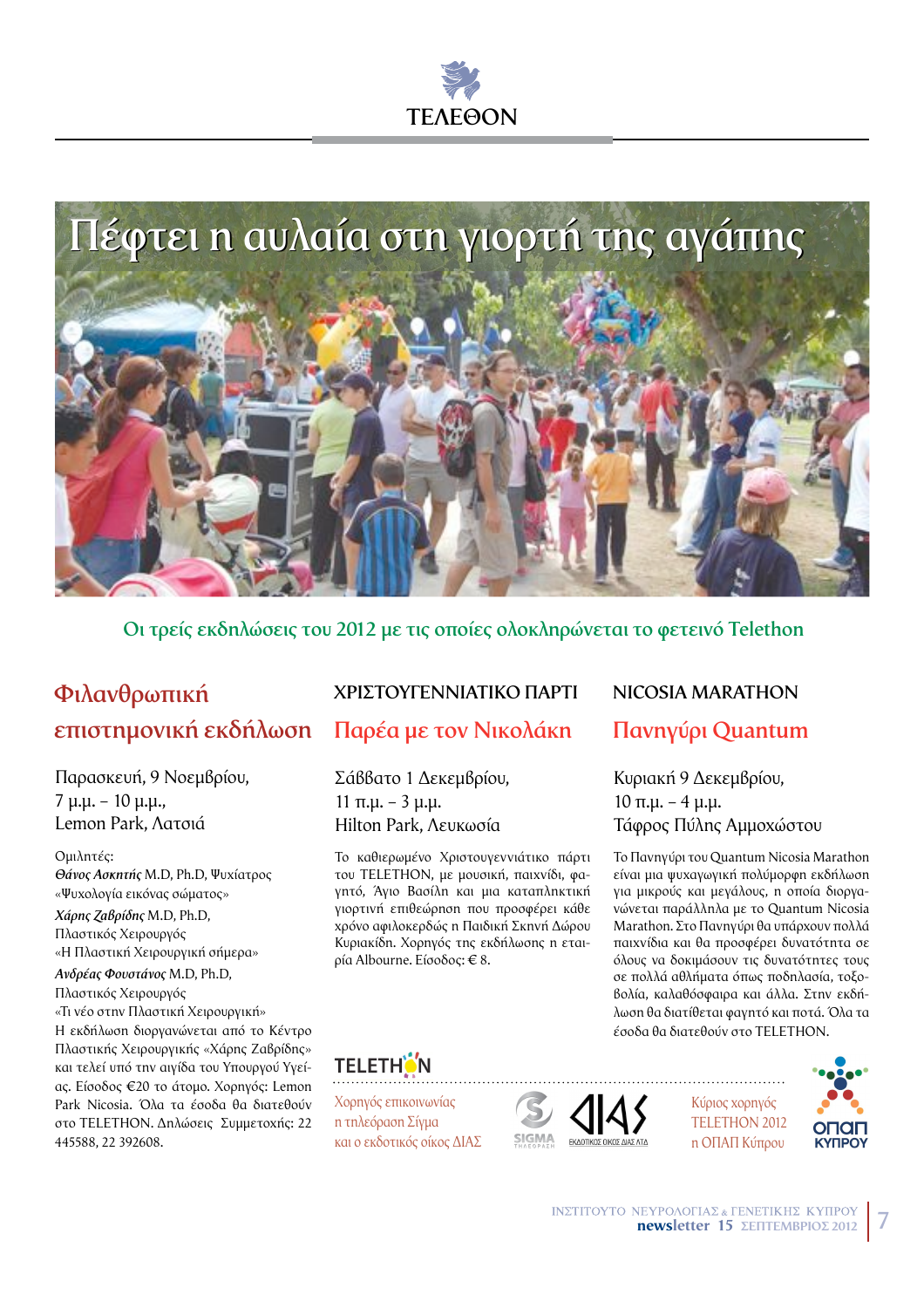# Πέφτει η αυλαία στη γιορτή της αγάπης

Οι τρείς εκδηλώσεις του 2012 με τις οποίες ολοκληρώνεται το φετεινό Telethon

## Φιλανθρωπική επιστημονική εκδήλωση

Παρασκευή, 9 Νοεμβρίου,
7 μ.μ. – 10 μ.μ.,
Lemon Park, Λατσιά

Ομιλητές:
*Θάνος Ασκητής* M.D, Ph.D, Ψυχίατρος
«Ψυχολογία εικόνας σώματος»
*Χάρης Ζαβρίδης* M.D, Ph.D,
Πλαστικός Χειρουργός
«Η Πλαστική Χειρουργική σήμερα»
*Ανδρέας Φουστάνος* M.D, Ph.D,
Πλαστικός Χειρουργός
«Τι νέο στην Πλαστική Χειρουργική»
Η εκδήλωση διοργανώνεται από το Κέντρο Πλαστικής Χειρουργικής «Χάρης Ζαβρίδης» και τελεί υπό την αιγίδα του Υπουργού Υγείας. Είσοδος €20 το άτομο. Χορηγός: Lemon Park Nicosia. Όλα τα έσοδα θα διατεθούν στο TELETHON. Δηλώσεις Συμμετοχής: 22 445588, 22 392608.

## ΧΡΙΣΤΟΥΓΕΝΝΙΑΤΙΚΟ ΠΑΡΤΙ
## Παρέα με τον Νικολάκη

Σάββατο 1 Δεκεμβρίου,
11 π.μ. – 3 μ.μ.
Hilton Park, Λευκωσία

Το καθιερωμένο Χριστουγεννιάτικο πάρτι του TELETHON, με μουσική, παιχνίδι, φαγητό, Άγιο Βασίλη και μια καταπληκτική γιορτινή επιθεώρηση που προσφέρει κάθε χρόνο αφιλοκερδώς η Παιδική Σκηνή Δώρου Κυριακίδη. Χορηγός της εκδήλωσης η εταιρία Albourne. Είσοδος: € 8.

## NICOSIA MARATHON
## Πανηγύρι Quantum

Κυριακή 9 Δεκεμβρίου,
10 π.μ. – 4 μ.μ.
Τάφρος Πύλης Αμμοχώστου

Το Πανηγύρι του Quantum Nicosia Marathon είναι μια ψυχαγωγική πολύμορφη εκδήλωση για μικρούς και μεγάλους, η οποία διοργανώνεται παράλληλα με το Quantum Nicosia Marathon. Στο Πανηγύρι θα υπάρχουν πολλά παιχνίδια και θα προσφέρει δυνατότητα σε όλους να δοκιμάσουν τις δυνατότητες τους σε πολλά αθλήματα όπως ποδηλασία, τοξοβολία, καλαθόσφαιρα και άλλα. Στην εκδήλωση θα διατίθεται φαγητό και ποτά. Όλα τα έσοδα θα διατεθούν στο TELETHON.

TELETHON

Χορηγός επικοινωνίας η τηλεόραση Σίγμα και ο εκδοτικός οίκος ΔΙΑΣ

Κύριος χορηγός TELETHON 2012 η ΟΠΑΠ Κύπρου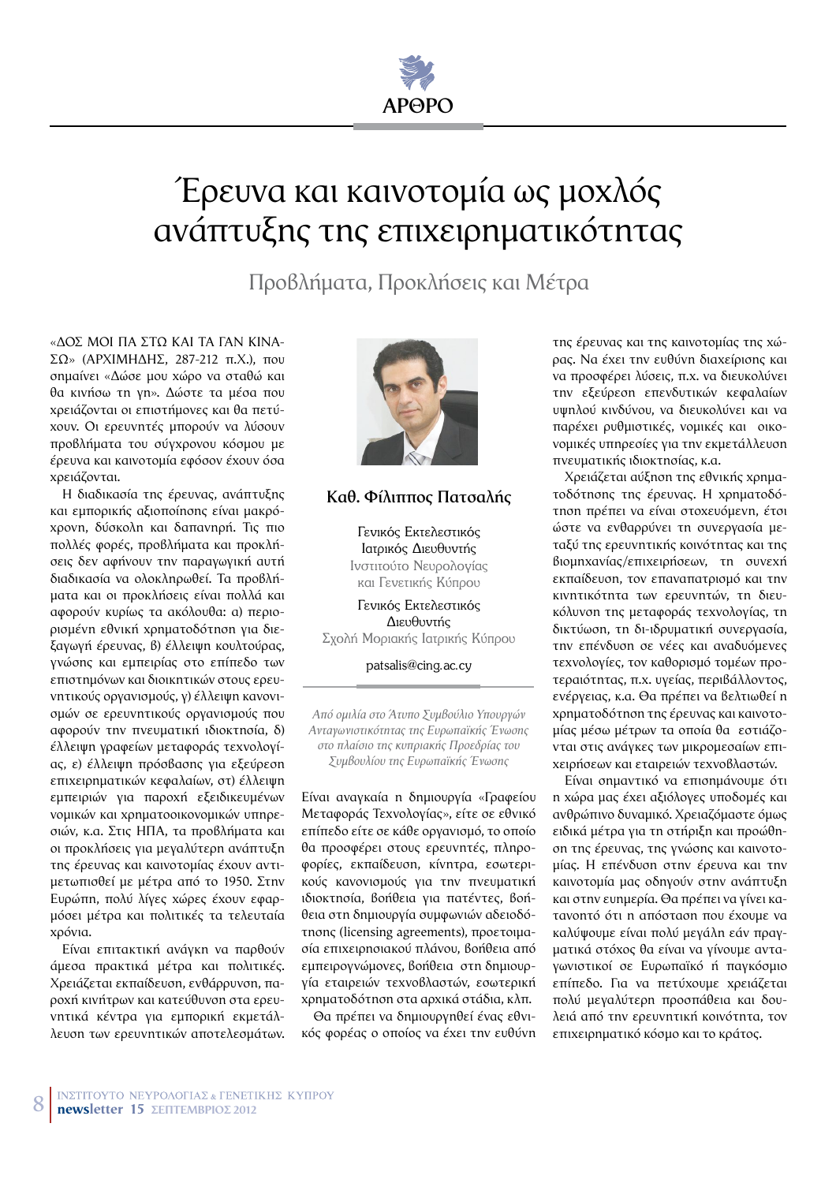ΑΡΘΡΟ

# Έρευνα και καινοτομία ως μοχλός ανάπτυξης της επιχειρηματικότητας

## Προβλήματα, Προκλήσεις και Μέτρα

**Καθ. Φίλιππος Πατσαλής**

Γενικός Εκτελεστικός
Ιατρικός Διευθυντής
Ινστιτούτο Νευρολογίας
και Γενετικής Κύπρου

Γενικός Εκτελεστικός
Διευθυντής
Σχολή Μοριακής Ιατρικής Κύπρου

patsalis@cing.ac.cy

*Από ομιλία στο Άτυπο Συμβούλιο Υπουργών Ανταγωνιστικότητας της Ευρωπαϊκής Ένωσης στο πλαίσιο της κυπριακής Προεδρίας του Συμβουλίου της Ευρωπαϊκής Ένωσης*

«ΔΟΣ ΜΟΙ ΠΑ ΣΤΩ ΚΑΙ ΤΑ ΓΑΝ ΚΙΝΑΣΩ» (ΑΡΧΙΜΗΔΗΣ, 287-212 π.Χ.), που σημαίνει «Δώσε μου χώρο να σταθώ και θα κινήσω τη γη». Δώστε τα μέσα που χρειάζονται οι επιστήμονες και θα πετύχουν. Οι ερευνητές μπορούν να λύσουν προβλήματα του σύγχρονου κόσμου με έρευνα και καινοτομία εφόσον έχουν όσα χρειάζονται.

Η διαδικασία της έρευνας, ανάπτυξης και εμπορικής αξιοποίησης είναι μακρόχρονη, δύσκολη και δαπανηρή. Τις πιο πολλές φορές, προβλήματα και προκλήσεις δεν αφήνουν την παραγωγική αυτή διαδικασία να ολοκληρωθεί. Τα προβλήματα και οι προκλήσεις είναι πολλά και αφορούν κυρίως τα ακόλουθα: α) περιορισμένη εθνική χρηματοδότηση για διεξαγωγή έρευνας, β) έλλειψη κουλτούρας, γνώσης και εμπειρίας στο επίπεδο των επιστημόνων και διοικητικών στους ερευνητικούς οργανισμούς, γ) έλλειψη κανονισμών σε ερευνητικούς οργανισμούς που αφορούν την πνευματική ιδιοκτησία, δ) έλλειψη γραφείων μεταφοράς τεχνολογίας, ε) έλλειψη πρόσβασης για εξεύρεση επιχειρηματικών κεφαλαίων, στ) έλλειψη εμπειριών για παροχή εξειδικευμένων νομικών και χρηματοοικονομικών υπηρεσιών, κ.α. Στις ΗΠΑ, τα προβλήματα και οι προκλήσεις για μεγαλύτερη ανάπτυξη της έρευνας και καινοτομίας έχουν αντιμετωπισθεί με μέτρα από το 1950. Στην Ευρώπη, πολύ λίγες χώρες έχουν εφαρμόσει μέτρα και πολιτικές τα τελευταία χρόνια.

Είναι επιτακτική ανάγκη να παρθούν άμεσα πρακτικά μέτρα και πολιτικές. Χρειάζεται εκπαίδευση, ενθάρρυνση, παροχή κινήτρων και κατεύθυνση στα ερευνητικά κέντρα για εμπορική εκμετάλλευση των ερευνητικών αποτελεσμάτων.

Είναι αναγκαία η δημιουργία «Γραφείου Μεταφοράς Τεχνολογίας», είτε σε εθνικό επίπεδο είτε σε κάθε οργανισμό, το οποίο θα προσφέρει στους ερευνητές, πληροφορίες, εκπαίδευση, κίνητρα, εσωτερικούς κανονισμούς για την πνευματική ιδιοκτησία, βοήθεια για πατέντες, βοήθεια στη δημιουργία συμφωνιών αδειοδότησης (licensing agreements), προετοιμασία επιχειρησιακού πλάνου, βοήθεια από εμπειρογνώμονες, βοήθεια στη δημιουργία εταιρειών τεχνοβλαστών, εσωτερική χρηματοδότηση στα αρχικά στάδια, κλπ.

Θα πρέπει να δημιουργηθεί ένας εθνικός φορέας ο οποίος να έχει την ευθύνη της έρευνας και της καινοτομίας της χώρας. Να έχει την ευθύνη διαχείρισης και να προσφέρει λύσεις, π.χ. να διευκολύνει την εξεύρεση επενδυτικών κεφαλαίων υψηλού κινδύνου, να διευκολύνει και να παρέχει ρυθμιστικές, νομικές και οικονομικές υπηρεσίες για την εκμετάλλευση πνευματικής ιδιοκτησίας, κ.α.

Χρειάζεται αύξηση της εθνικής χρηματοδότησης της έρευνας. Η χρηματοδότηση πρέπει να είναι στοχευόμενη, έτσι ώστε να ενθαρρύνει τη συνεργασία μεταξύ της ερευνητικής κοινότητας και της βιομηχανίας/επιχειρήσεων, τη συνεχή εκπαίδευση, τον επαναπατρισμό και την κινητικότητα των ερευνητών, τη διευκόλυνση της μεταφοράς τεχνολογίας, τη δικτύωση, τη δι-ιδρυματική συνεργασία, την επένδυση σε νέες και αναδυόμενες τεχνολογίες, τον καθορισμό τομέων προτεραιότητας, π.χ. υγείας, περιβάλλοντος, ενέργειας, κ.α. Θα πρέπει να βελτιωθεί η χρηματοδότηση της έρευνας και καινοτομίας μέσω μέτρων τα οποία θα εστιάζονται στις ανάγκες των μικρομεσαίων επιχειρήσεων και εταιρειών τεχνοβλαστών.

Είναι σημαντικό να επισημάνουμε ότι η χώρα μας έχει αξιόλογες υποδομές και ανθρώπινο δυναμικό. Χρειαζόμαστε όμως ειδικά μέτρα για τη στήριξη και προώθηση της έρευνας, της γνώσης και καινοτομίας. Η επένδυση στην έρευνα και την καινοτομία μας οδηγούν στην ανάπτυξη και στην ευημερία. Θα πρέπει να γίνει κατανοητό ότι η απόσταση που έχουμε να καλύψουμε είναι πολύ μεγάλη εάν πραγματικά στόχος θα είναι να γίνουμε ανταγωνιστικοί σε Ευρωπαϊκό ή παγκόσμιο επίπεδο. Για να πετύχουμε χρειάζεται πολύ μεγαλύτερη προσπάθεια και δουλειά από την ερευνητική κοινότητα, τον επιχειρηματικό κόσμο και το κράτος.